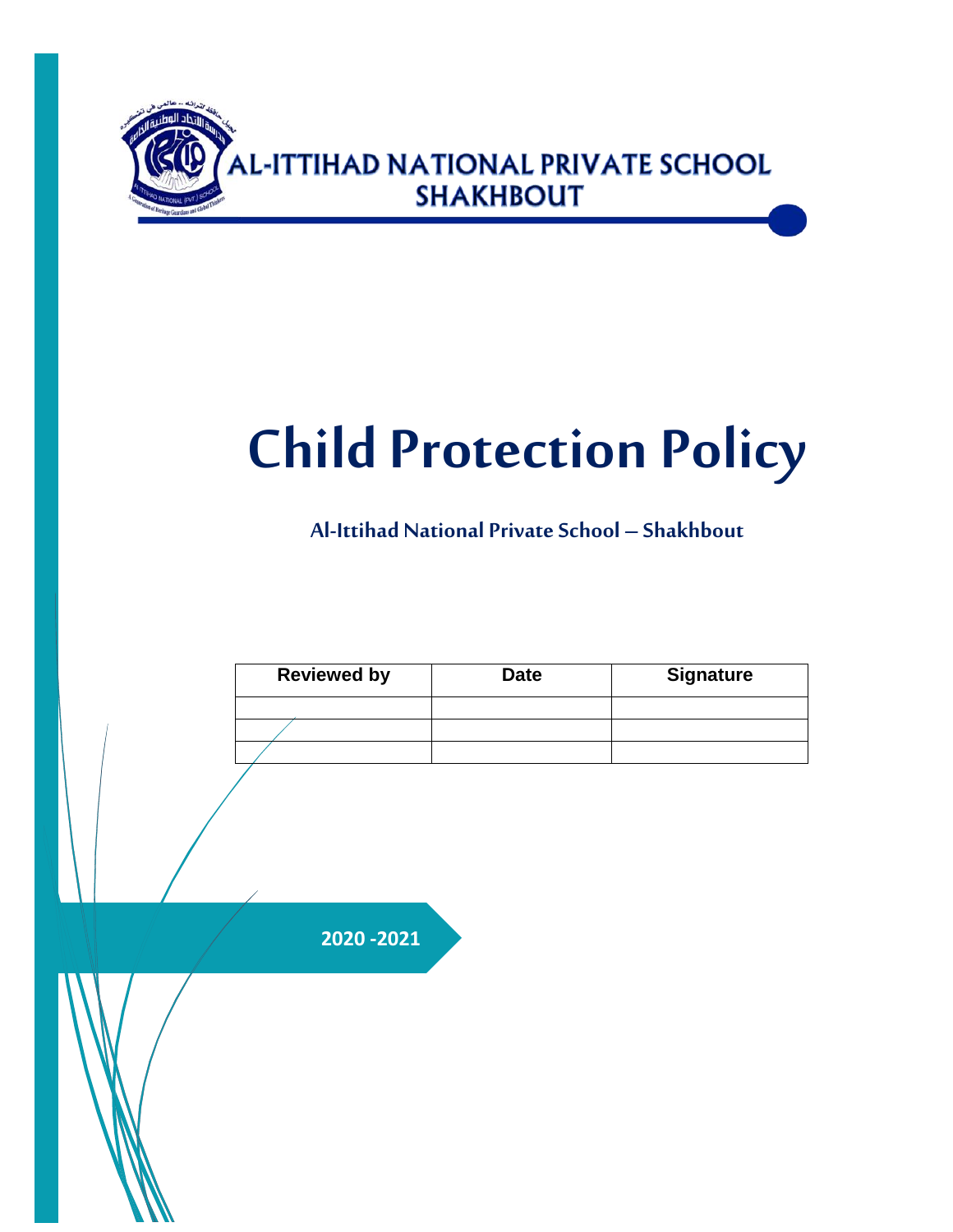AL-ITTIHAD NATIONAL PRIVATE SCHOOL
SHAKHBOUT

# Child Protection Policy

**Al-Ittihad National Private School – Shakhbout**

| Reviewed by | Date | Signature |
|---|---|---|
| | | |
| | | |
| | | |

**2020 -2021**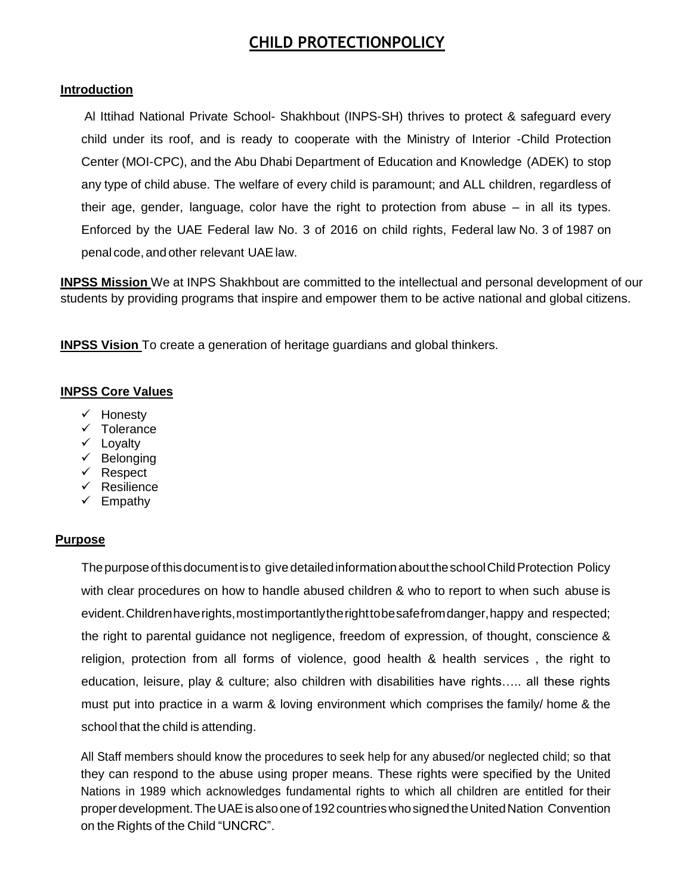# CHILD PROTECTIONPOLICY

## Introduction

Al Ittihad National Private School- Shakhbout (INPS-SH) thrives to protect & safeguard every child under its roof, and is ready to cooperate with the Ministry of Interior -Child Protection Center (MOI-CPC), and the Abu Dhabi Department of Education and Knowledge (ADEK) to stop any type of child abuse. The welfare of every child is paramount; and ALL children, regardless of their age, gender, language, color have the right to protection from abuse – in all its types. Enforced by the UAE Federal law No. 3 of 2016 on child rights, Federal law No. 3 of 1987 on penal code, and other relevant UAE law.

**INPSS Mission** We at INPS Shakhbout are committed to the intellectual and personal development of our students by providing programs that inspire and empower them to be active national and global citizens.

**INPSS Vision** To create a generation of heritage guardians and global thinkers.

## INPSS Core Values

- ✓ Honesty
- ✓ Tolerance
- ✓ Loyalty
- ✓ Belonging
- ✓ Respect
- ✓ Resilience
- ✓ Empathy

## Purpose

The purpose of this document is to give detailed information about the school Child Protection Policy with clear procedures on how to handle abused children & who to report to when such abuse is evident. Children have rights, most importantly the right to be safe from danger, happy and respected; the right to parental guidance not negligence, freedom of expression, of thought, conscience & religion, protection from all forms of violence, good health & health services , the right to education, leisure, play & culture; also children with disabilities have rights….. all these rights must put into practice in a warm & loving environment which comprises the family/ home & the school that the child is attending.

All Staff members should know the procedures to seek help for any abused/or neglected child; so that they can respond to the abuse using proper means. These rights were specified by the United Nations in 1989 which acknowledges fundamental rights to which all children are entitled for their proper development. The UAE is also one of 192 countries who signed the United Nation Convention on the Rights of the Child "UNCRC".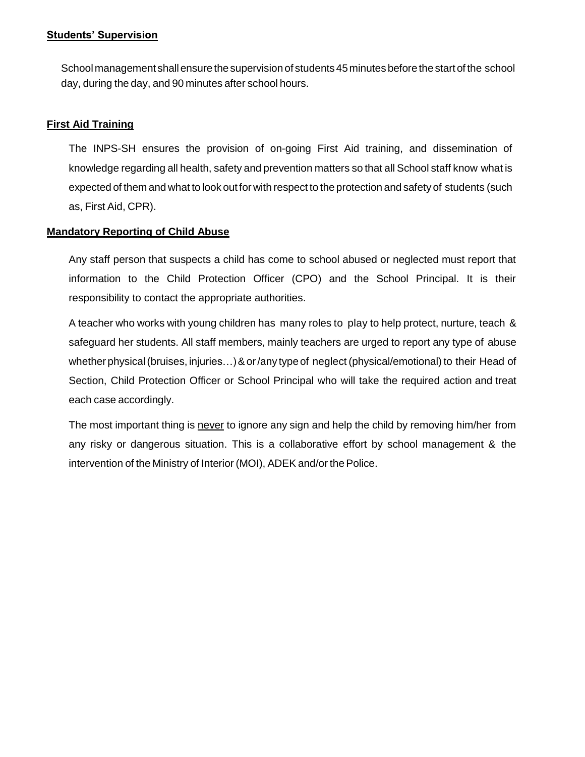**Students' Supervision**

School management shall ensure the supervision of students 45 minutes before the start of the school day, during the day, and 90 minutes after school hours.

**First Aid Training**

The INPS-SH ensures the provision of on-going First Aid training, and dissemination of knowledge regarding all health, safety and prevention matters so that all School staff know what is expected of them and what to look out for with respect to the protection and safety of students (such as, First Aid, CPR).

**Mandatory Reporting of Child Abuse**

Any staff person that suspects a child has come to school abused or neglected must report that information to the Child Protection Officer (CPO) and the School Principal. It is their responsibility to contact the appropriate authorities.

A teacher who works with young children has many roles to play to help protect, nurture, teach & safeguard her students. All staff members, mainly teachers are urged to report any type of abuse whether physical (bruises, injuries…) & or /any type of neglect (physical/emotional) to their Head of Section, Child Protection Officer or School Principal who will take the required action and treat each case accordingly.

The most important thing is <u>never</u> to ignore any sign and help the child by removing him/her from any risky or dangerous situation. This is a collaborative effort by school management & the intervention of the Ministry of Interior (MOI), ADEK and/or the Police.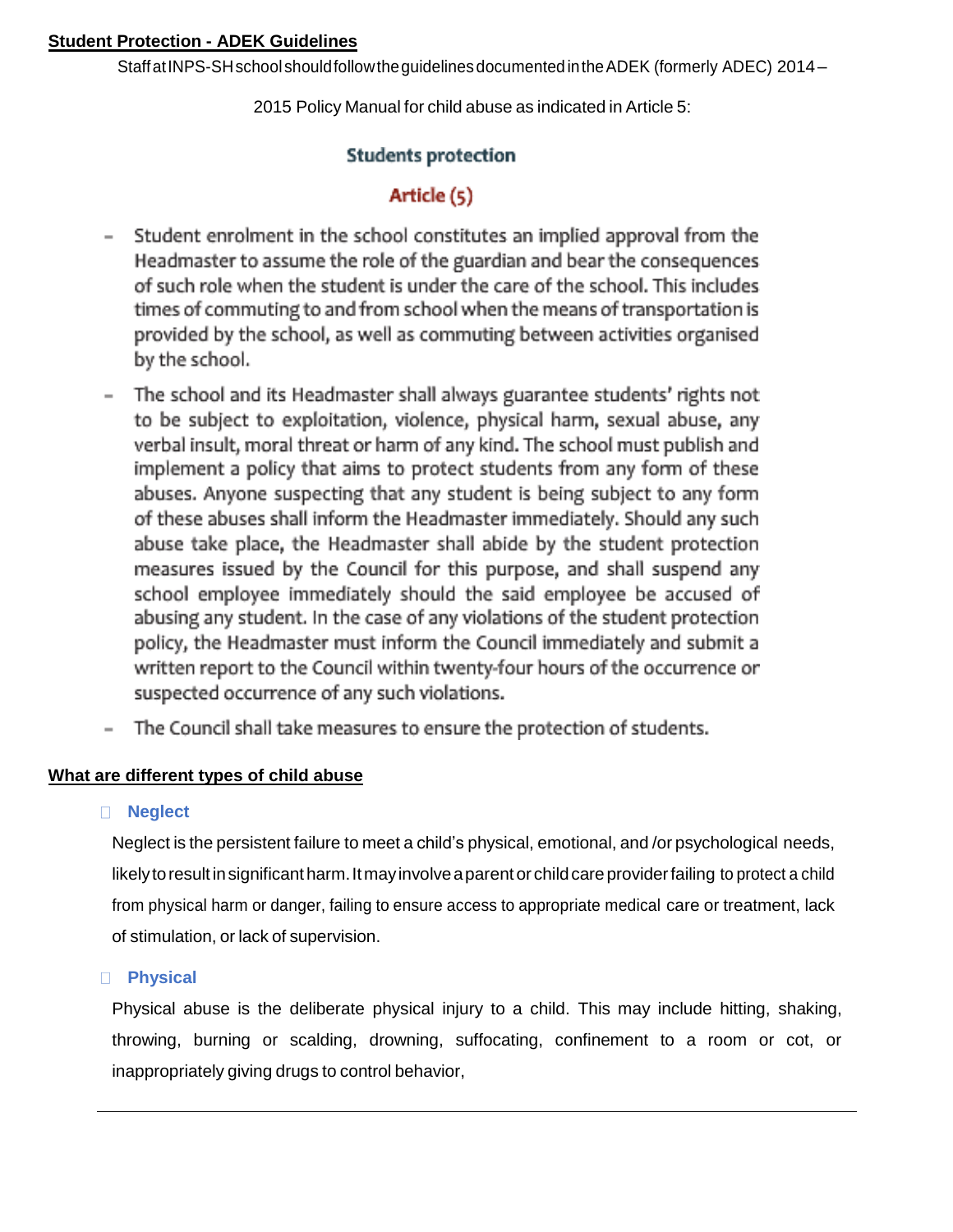## Student Protection - ADEK Guidelines

Staff at INPS-SH school should follow the guidelines documented in the ADEK (formerly ADEC) 2014 – 2015 Policy Manual for child abuse as indicated in Article 5:

### Students protection

### Article (5)

- Student enrolment in the school constitutes an implied approval from the Headmaster to assume the role of the guardian and bear the consequences of such role when the student is under the care of the school. This includes times of commuting to and from school when the means of transportation is provided by the school, as well as commuting between activities organised by the school.
- The school and its Headmaster shall always guarantee students' rights not to be subject to exploitation, violence, physical harm, sexual abuse, any verbal insult, moral threat or harm of any kind. The school must publish and implement a policy that aims to protect students from any form of these abuses. Anyone suspecting that any student is being subject to any form of these abuses shall inform the Headmaster immediately. Should any such abuse take place, the Headmaster shall abide by the student protection measures issued by the Council for this purpose, and shall suspend any school employee immediately should the said employee be accused of abusing any student. In the case of any violations of the student protection policy, the Headmaster must inform the Council immediately and submit a written report to the Council within twenty-four hours of the occurrence or suspected occurrence of any such violations.
- The Council shall take measures to ensure the protection of students.

## What are different types of child abuse

- **Neglect**

  Neglect is the persistent failure to meet a child's physical, emotional, and /or psychological needs, likely to result in significant harm. It may involve a parent or child care provider failing to protect a child from physical harm or danger, failing to ensure access to appropriate medical care or treatment, lack of stimulation, or lack of supervision.

- **Physical**

  Physical abuse is the deliberate physical injury to a child. This may include hitting, shaking, throwing, burning or scalding, drowning, suffocating, confinement to a room or cot, or inappropriately giving drugs to control behavior,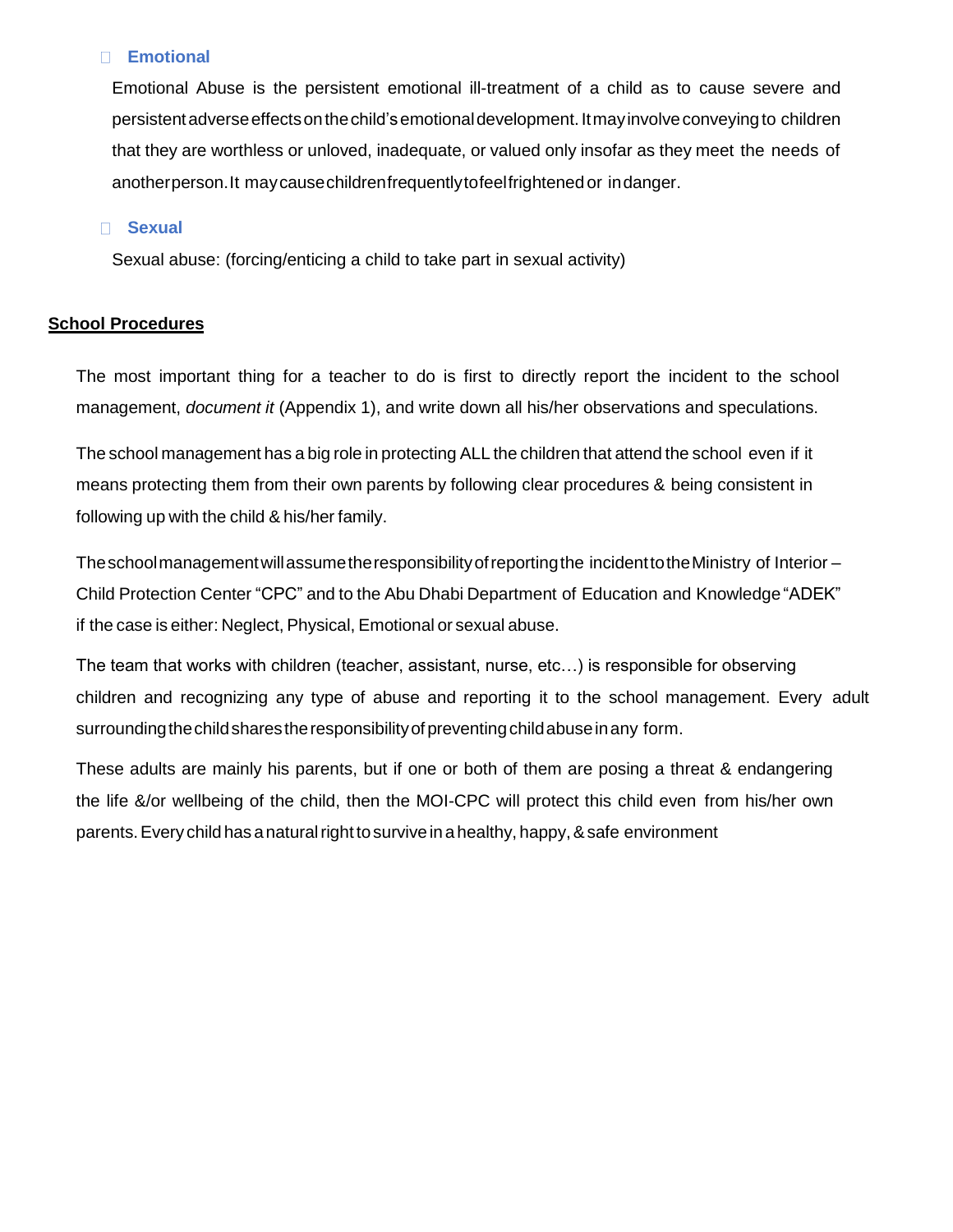- **Emotional**

  Emotional Abuse is the persistent emotional ill-treatment of a child as to cause severe and persistent adverse effects on the child's emotional development. It may involve conveying to children that they are worthless or unloved, inadequate, or valued only insofar as they meet the needs of another person. It may cause children frequently to feel frightened or in danger.

- **Sexual**

  Sexual abuse: (forcing/enticing a child to take part in sexual activity)

**<u>School Procedures</u>**

The most important thing for a teacher to do is first to directly report the incident to the school management, *document it* (Appendix 1), and write down all his/her observations and speculations.

The school management has a big role in protecting ALL the children that attend the school even if it means protecting them from their own parents by following clear procedures & being consistent in following up with the child & his/her family.

The school management will assume the responsibility of reporting the incident to the Ministry of Interior – Child Protection Center "CPC" and to the Abu Dhabi Department of Education and Knowledge "ADEK" if the case is either: Neglect, Physical, Emotional or sexual abuse.

The team that works with children (teacher, assistant, nurse, etc…) is responsible for observing children and recognizing any type of abuse and reporting it to the school management. Every adult surrounding the child shares the responsibility of preventing child abuse in any form.

These adults are mainly his parents, but if one or both of them are posing a threat & endangering the life &/or wellbeing of the child, then the MOI-CPC will protect this child even from his/her own parents. Every child has a natural right to survive in a healthy, happy, & safe environment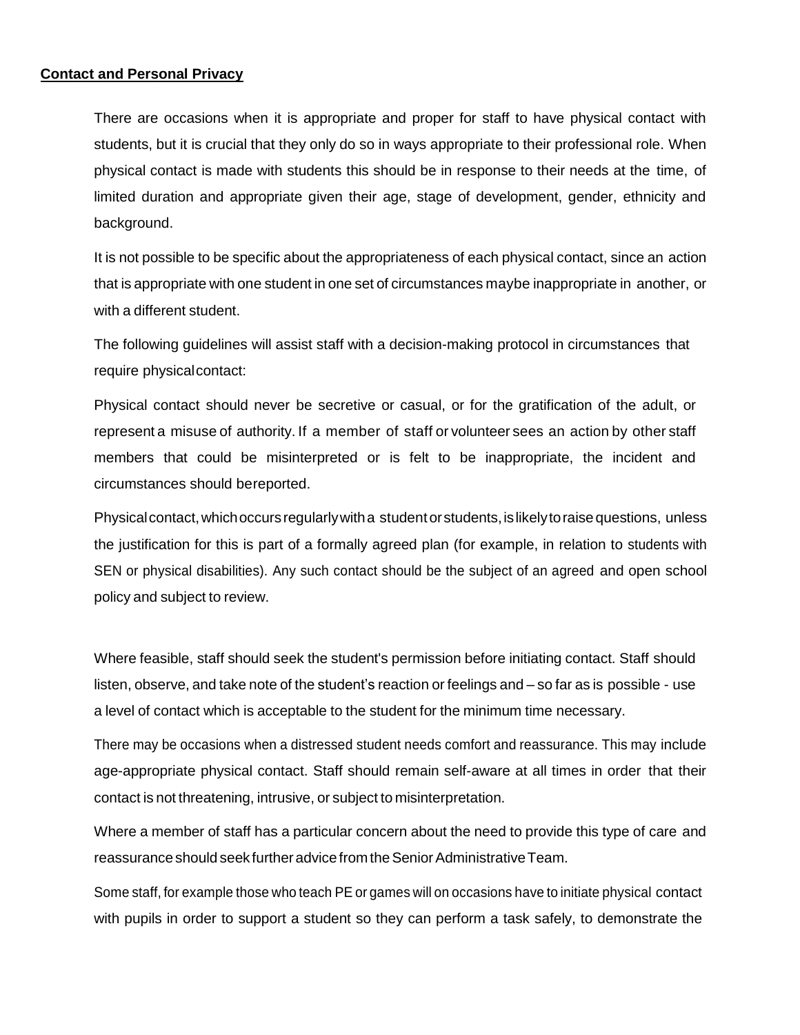**Contact and Personal Privacy**

There are occasions when it is appropriate and proper for staff to have physical contact with students, but it is crucial that they only do so in ways appropriate to their professional role. When physical contact is made with students this should be in response to their needs at the time, of limited duration and appropriate given their age, stage of development, gender, ethnicity and background.

It is not possible to be specific about the appropriateness of each physical contact, since an action that is appropriate with one student in one set of circumstances maybe inappropriate in another, or with a different student.

The following guidelines will assist staff with a decision-making protocol in circumstances that require physical contact:

Physical contact should never be secretive or casual, or for the gratification of the adult, or represent a misuse of authority. If a member of staff or volunteer sees an action by other staff members that could be misinterpreted or is felt to be inappropriate, the incident and circumstances should be reported.

Physical contact, which occurs regularly with a student or students, is likely to raise questions, unless the justification for this is part of a formally agreed plan (for example, in relation to students with SEN or physical disabilities). Any such contact should be the subject of an agreed and open school policy and subject to review.

Where feasible, staff should seek the student's permission before initiating contact. Staff should listen, observe, and take note of the student's reaction or feelings and – so far as is possible - use a level of contact which is acceptable to the student for the minimum time necessary.

There may be occasions when a distressed student needs comfort and reassurance. This may include age-appropriate physical contact. Staff should remain self-aware at all times in order that their contact is not threatening, intrusive, or subject to misinterpretation.

Where a member of staff has a particular concern about the need to provide this type of care and reassurance should seek further advice from the Senior Administrative Team.

Some staff, for example those who teach PE or games will on occasions have to initiate physical contact with pupils in order to support a student so they can perform a task safely, to demonstrate the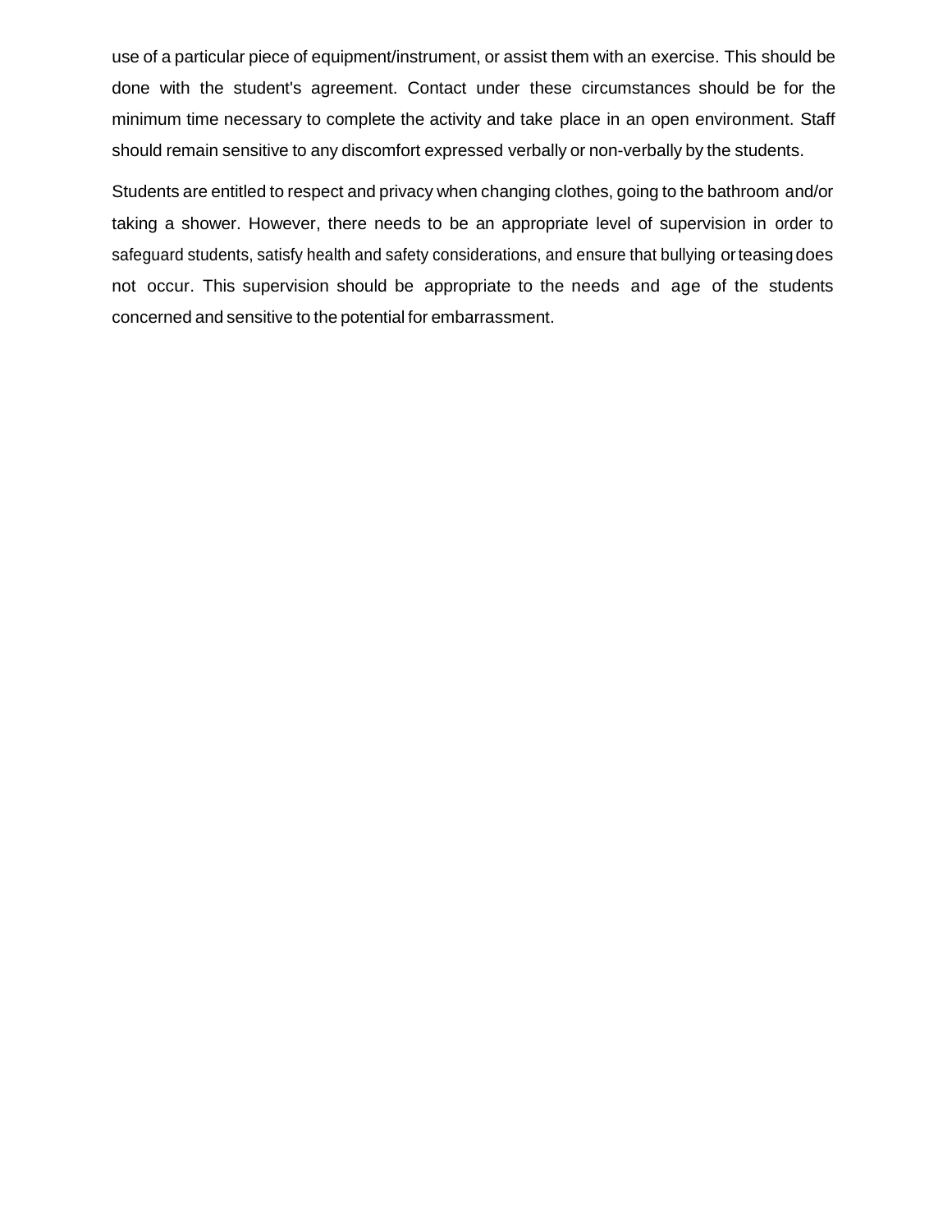use of a particular piece of equipment/instrument, or assist them with an exercise. This should be done with the student's agreement. Contact under these circumstances should be for the minimum time necessary to complete the activity and take place in an open environment. Staff should remain sensitive to any discomfort expressed verbally or non-verbally by the students.

Students are entitled to respect and privacy when changing clothes, going to the bathroom and/or taking a shower. However, there needs to be an appropriate level of supervision in order to safeguard students, satisfy health and safety considerations, and ensure that bullying or teasing does not occur. This supervision should be appropriate to the needs and age of the students concerned and sensitive to the potential for embarrassment.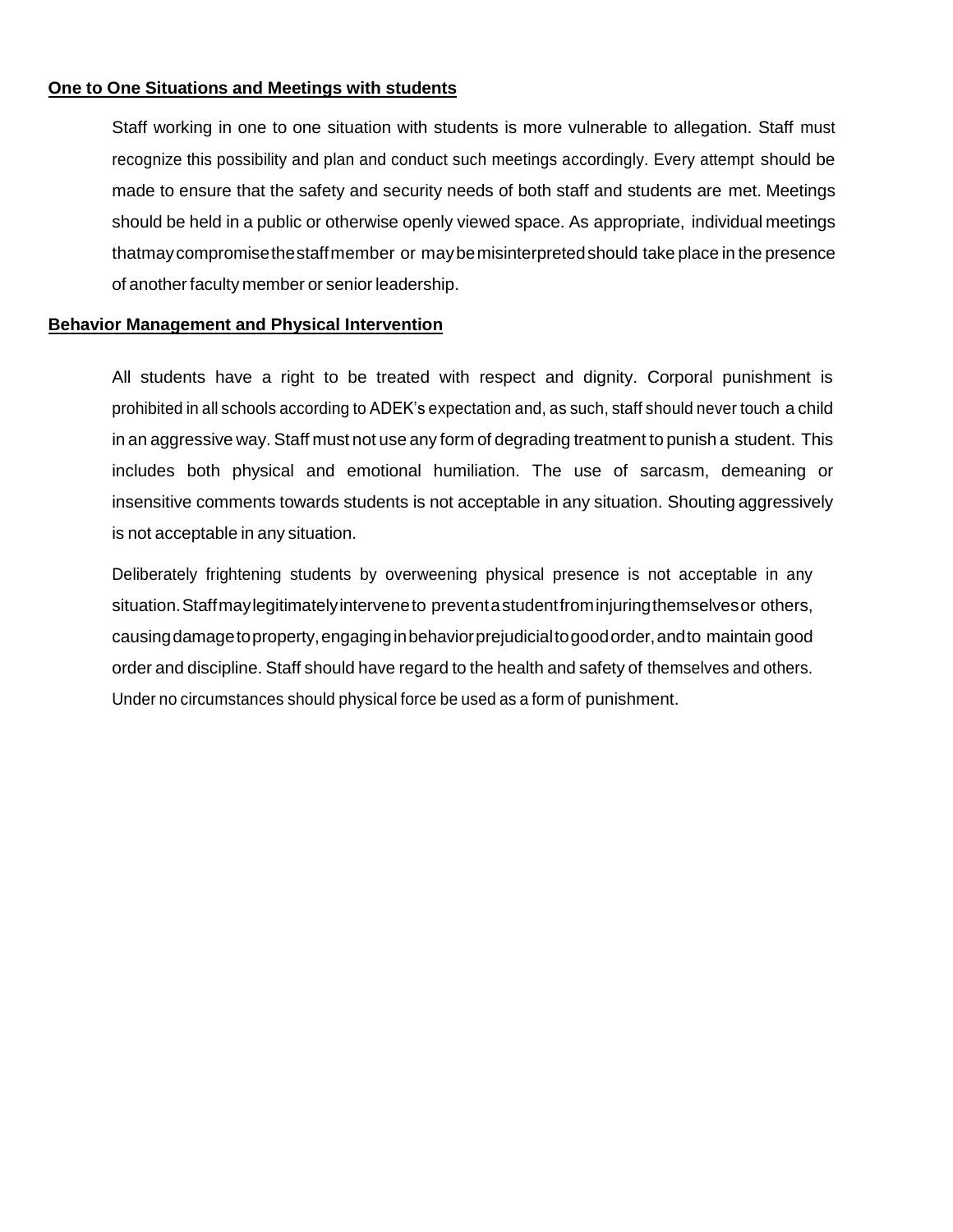**One to One Situations and Meetings with students**

Staff working in one to one situation with students is more vulnerable to allegation. Staff must recognize this possibility and plan and conduct such meetings accordingly. Every attempt should be made to ensure that the safety and security needs of both staff and students are met. Meetings should be held in a public or otherwise openly viewed space. As appropriate, individual meetings that may compromise the staff member or may be misinterpreted should take place in the presence of another faculty member or senior leadership.

**Behavior Management and Physical Intervention**

All students have a right to be treated with respect and dignity. Corporal punishment is prohibited in all schools according to ADEK's expectation and, as such, staff should never touch a child in an aggressive way. Staff must not use any form of degrading treatment to punish a student. This includes both physical and emotional humiliation. The use of sarcasm, demeaning or insensitive comments towards students is not acceptable in any situation. Shouting aggressively is not acceptable in any situation.

Deliberately frightening students by overweening physical presence is not acceptable in any situation. Staff may legitimately intervene to prevent a student from injuring themselves or others, causing damage to property, engaging in behavior prejudicial to good order, and to maintain good order and discipline. Staff should have regard to the health and safety of themselves and others. Under no circumstances should physical force be used as a form of punishment.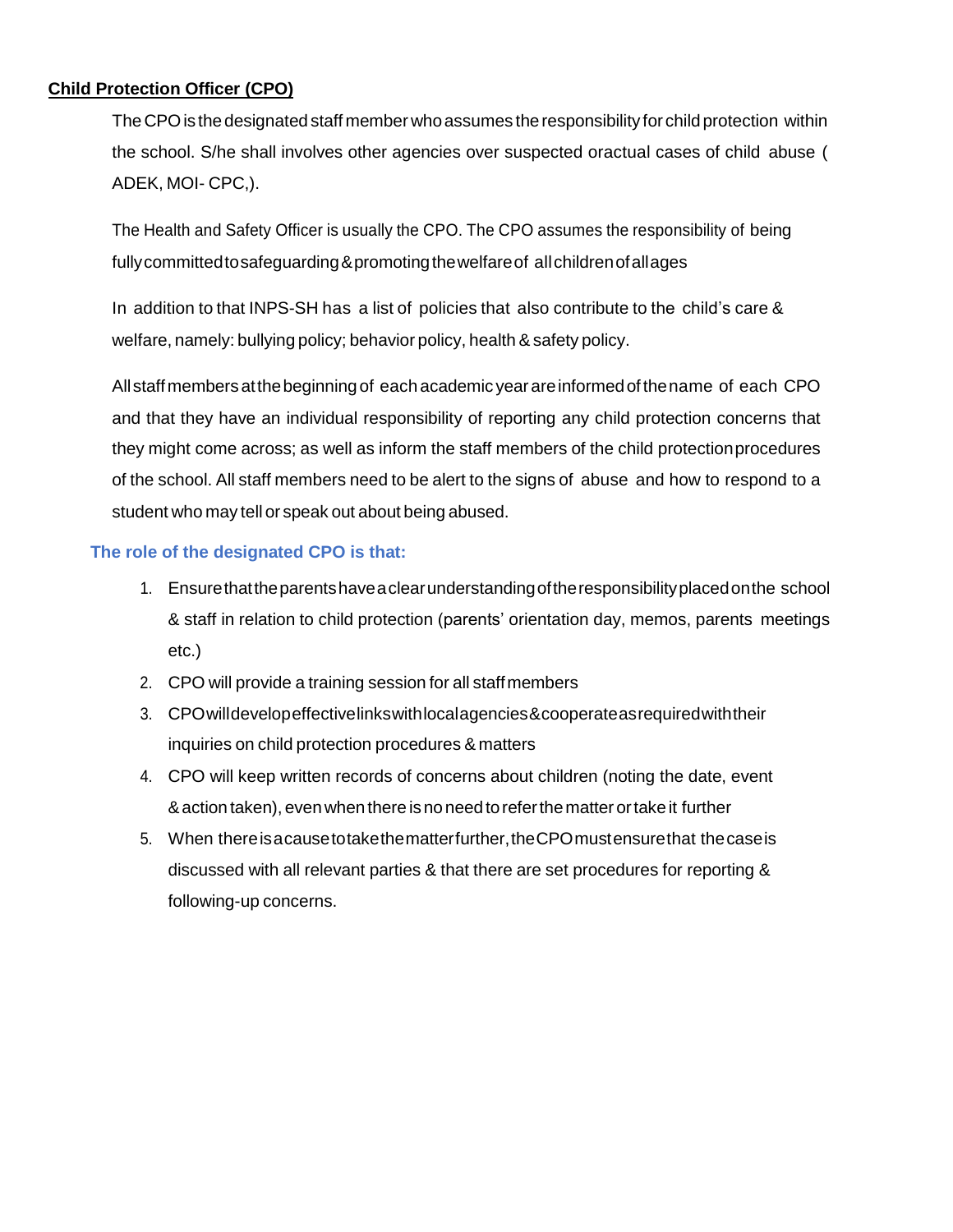**Child Protection Officer (CPO)**

The CPO is the designated staff member who assumes the responsibility for child protection within the school. S/he shall involves other agencies over suspected oractual cases of child abuse ( ADEK, MOI- CPC,).

The Health and Safety Officer is usually the CPO. The CPO assumes the responsibility of being fullycommittedtosafeguarding&promotingthewelfareof allchildrenofallages

In addition to that INPS-SH has a list of policies that also contribute to the child's care & welfare, namely: bullying policy; behavior policy, health & safety policy.

All staff members at the beginning of each academic year are informed of the name of each CPO and that they have an individual responsibility of reporting any child protection concerns that they might come across; as well as inform the staff members of the child protection procedures of the school. All staff members need to be alert to the signs of abuse and how to respond to a student who may tell or speak out about being abused.

### The role of the designated CPO is that:

1. Ensurethattheparentshaveaclearunderstandingoftheresponsibilityplacedonthe school & staff in relation to child protection (parents' orientation day, memos, parents meetings etc.)
2. CPO will provide a training session for all staff members
3. CPOwilldevelopeffectivelinkswithlocalagencies&cooperateasrequiredwiththeir inquiries on child protection procedures & matters
4. CPO will keep written records of concerns about children (noting the date, event & action taken), even when there is no need to refer the matter or take it further
5. When thereisacausetotakethematterfurther,theCPOmustensurethat thecaseis discussed with all relevant parties & that there are set procedures for reporting & following-up concerns.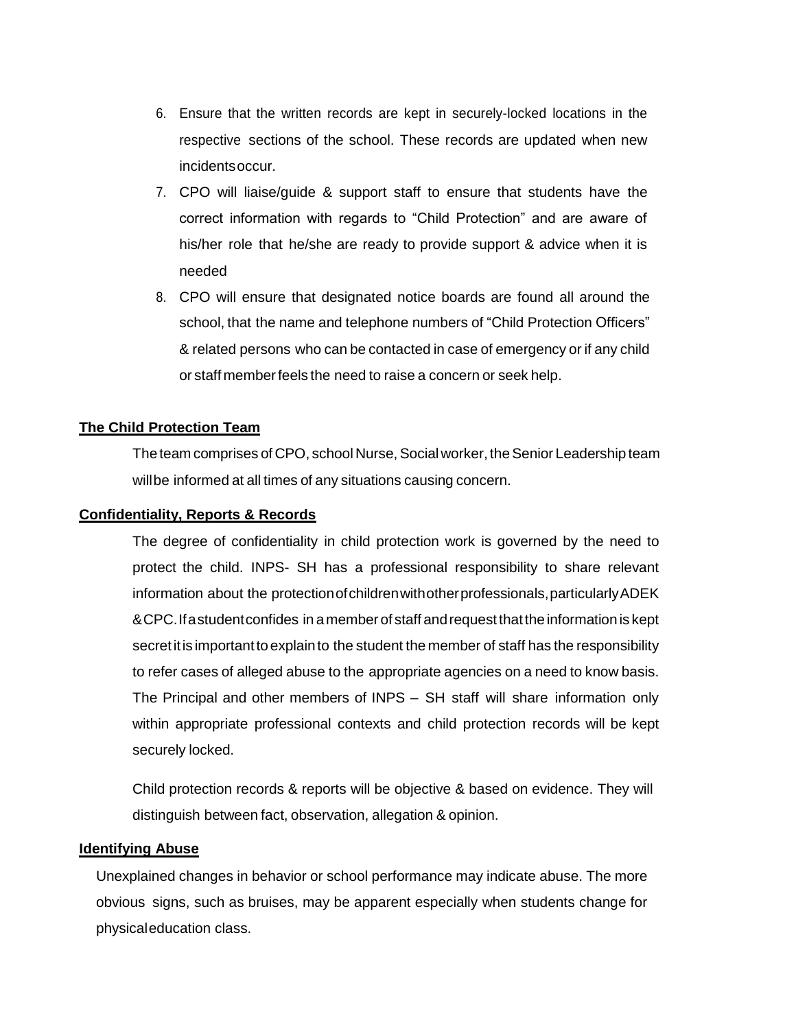6. Ensure that the written records are kept in securely-locked locations in the respective sections of the school. These records are updated when new incidents occur.
7. CPO will liaise/guide & support staff to ensure that students have the correct information with regards to "Child Protection" and are aware of his/her role that he/she are ready to provide support & advice when it is needed
8. CPO will ensure that designated notice boards are found all around the school, that the name and telephone numbers of "Child Protection Officers" & related persons who can be contacted in case of emergency or if any child or staff member feels the need to raise a concern or seek help.

**The Child Protection Team**

The team comprises of CPO, school Nurse, Social worker, the Senior Leadership team will be informed at all times of any situations causing concern.

**Confidentiality, Reports & Records**

The degree of confidentiality in child protection work is governed by the need to protect the child. INPS- SH has a professional responsibility to share relevant information about the protection of children with other professionals, particularly ADEK & CPC. If a student confides in a member of staff and request that the information is kept secret it is important to explain to the student the member of staff has the responsibility to refer cases of alleged abuse to the appropriate agencies on a need to know basis. The Principal and other members of INPS – SH staff will share information only within appropriate professional contexts and child protection records will be kept securely locked.

Child protection records & reports will be objective & based on evidence. They will distinguish between fact, observation, allegation & opinion.

**Identifying Abuse**

Unexplained changes in behavior or school performance may indicate abuse. The more obvious signs, such as bruises, may be apparent especially when students change for physical education class.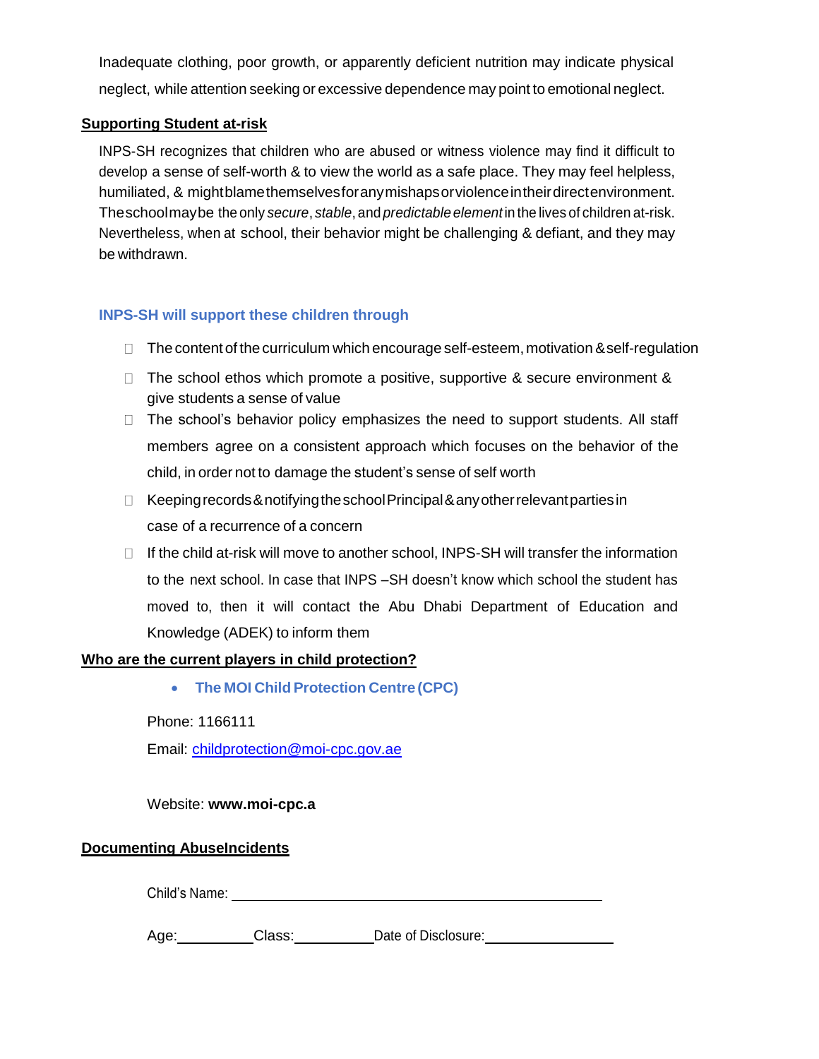Inadequate clothing, poor growth, or apparently deficient nutrition may indicate physical neglect, while attention seeking or excessive dependence may point to emotional neglect.

## Supporting Student at-risk

INPS-SH recognizes that children who are abused or witness violence may find it difficult to develop a sense of self-worth & to view the world as a safe place. They may feel helpless, humiliated, & might blame themselves for any mishaps or violence in their direct environment. The school may be the only *secure*, *stable*, and *predictable element* in the lives of children at-risk. Nevertheless, when at school, their behavior might be challenging & defiant, and they may be withdrawn.

### INPS-SH will support these children through

- The content of the curriculum which encourage self-esteem, motivation & self-regulation
- The school ethos which promote a positive, supportive & secure environment & give students a sense of value
- The school's behavior policy emphasizes the need to support students. All staff members agree on a consistent approach which focuses on the behavior of the child, in order not to damage the student's sense of self worth
- Keeping records & notifying the school Principal & any other relevant parties in case of a recurrence of a concern
- If the child at-risk will move to another school, INPS-SH will transfer the information to the next school. In case that INPS –SH doesn't know which school the student has moved to, then it will contact the Abu Dhabi Department of Education and Knowledge (ADEK) to inform them

## Who are the current players in child protection?

- **The MOI Child Protection Centre (CPC)**

Phone: 1166111

Email: childprotection@moi-cpc.gov.ae

Website: **www.moi-cpc.a**

## Documenting AbuseIncidents

Child's Name: ____________________________________________

Age: __________ Class: __________ Date of Disclosure: ________________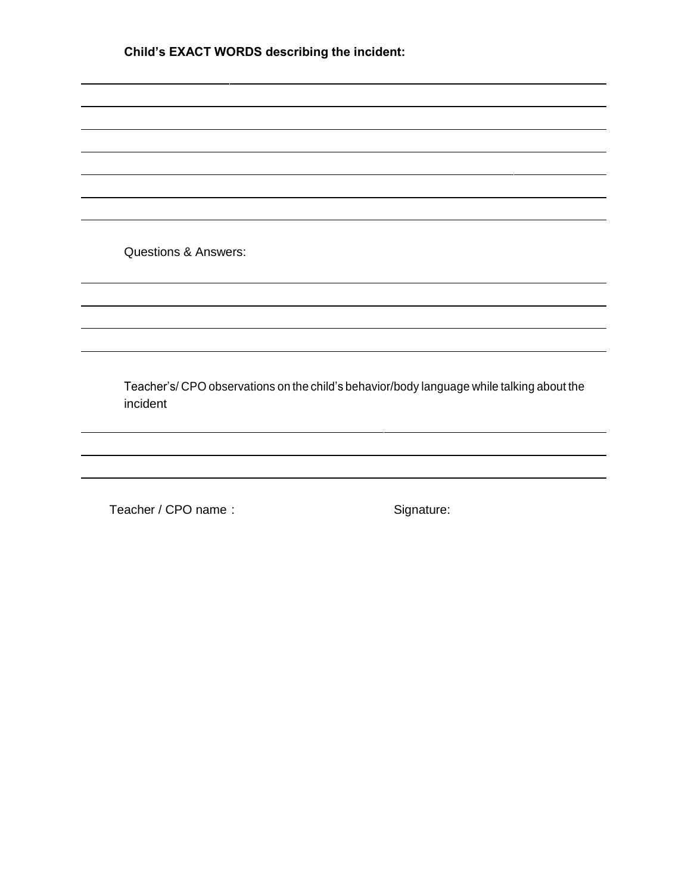**Child's EXACT WORDS describing the incident:**

Questions & Answers:

Teacher's/ CPO observations on the child's behavior/body language while talking about the incident

Teacher / CPO name :

Signature: